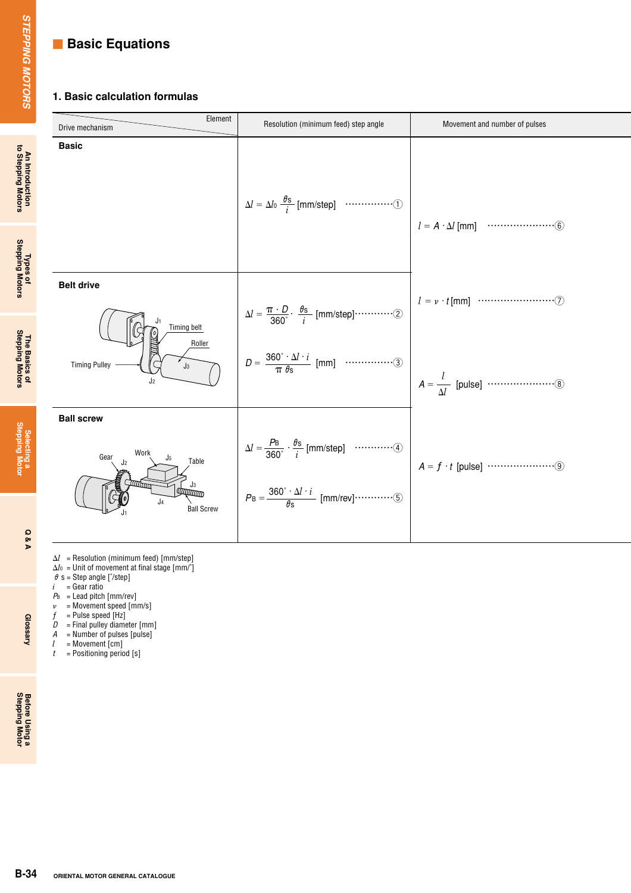## Basic Equations

### 1. Basic calculation formulas

| Drive mechanism / Element | Resolution (minimum feed) step angle | Movement and number of pulses |
|---|---|---|
| **Basic** | $\Delta l = \Delta l_0 \cdot \frac{\theta s}{i}$ [mm/step] ① | $l = A \cdot \Delta l$ [mm] ⑥ |
| **Belt drive** (Timing Pulley, Timing belt, Roller, $J_1$, $J_2$, $J_3$) | $\Delta l = \frac{\pi \cdot D}{360^\circ} \cdot \frac{\theta s}{i}$ [mm/step] ② <br> $D = \frac{360^\circ \cdot \Delta l \cdot i}{\pi\ \theta s}$ [mm] ③ | $l = v \cdot t$ [mm] ⑦ <br> $A = \frac{l}{\Delta l}$ [pulse] ⑧ |
| **Ball screw** (Gear, Work, Table, Ball Screw, $J_1$, $J_2$, $J_3$, $J_4$, $J_5$) | $\Delta l = \frac{P_B}{360^\circ} \cdot \frac{\theta s}{i}$ [mm/step] ④ <br> $P_B = \frac{360^\circ \cdot \Delta l \cdot i}{\theta s}$ [mm/rev] ⑤ | $A = f \cdot t$ [pulse] ⑨ |

$\Delta l$ = Resolution (minimum feed) [mm/step]  
$\Delta l_0$ = Unit of movement at final stage [mm/°]  
$\theta s$ = Step angle [°/step]  
$i$ = Gear ratio  
$P_B$ = Lead pitch [mm/rev]  
$v$ = Movement speed [mm/s]  
$f$ = Pulse speed [Hz]  
$D$ = Final pulley diameter [mm]  
$A$ = Number of pulses [pulse]  
$l$ = Movement [cm]  
$t$ = Positioning period [s]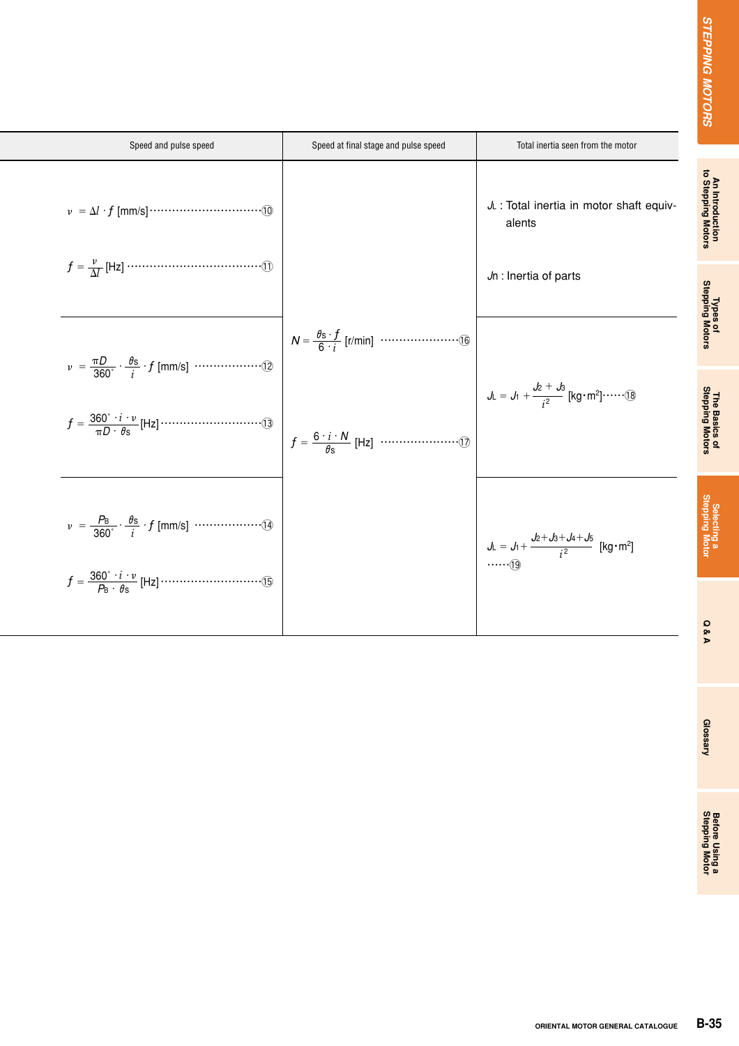| Speed and pulse speed | Speed at final stage and pulse speed | Total inertia seen from the motor |
|---|---|---|
| $v = \Delta l \cdot f$ [mm/s] ……⑩<br><br>$f = \dfrac{v}{\Delta l}$ [Hz] ……⑪ | | $J_L$ : Total inertia in motor shaft equivalents<br><br>$J_n$ : Inertia of parts |
| $v = \dfrac{\pi D}{360^\circ} \cdot \dfrac{\theta_s}{i} \cdot f$ [mm/s] ……⑫<br><br>$f = \dfrac{360^\circ \cdot i \cdot v}{\pi D \cdot \theta_s}$ [Hz] ……⑬ | $N = \dfrac{\theta_s \cdot f}{6 \cdot i}$ [r/min] ……⑯<br><br>$f = \dfrac{6 \cdot i \cdot N}{\theta_s}$ [Hz] ……⑰ | $J_L = J_1 + \dfrac{J_2 + J_3}{i^2}$ [kg·m²] ……⑱ |
| $v = \dfrac{P_B}{360^\circ} \cdot \dfrac{\theta_s}{i} \cdot f$ [mm/s] ……⑭<br><br>$f = \dfrac{360^\circ \cdot i \cdot v}{P_B \cdot \theta_s}$ [Hz] ……⑮ | | $J_L = J_1 + \dfrac{J_2 + J_3 + J_4 + J_5}{i^2}$ [kg·m²] ……⑲ |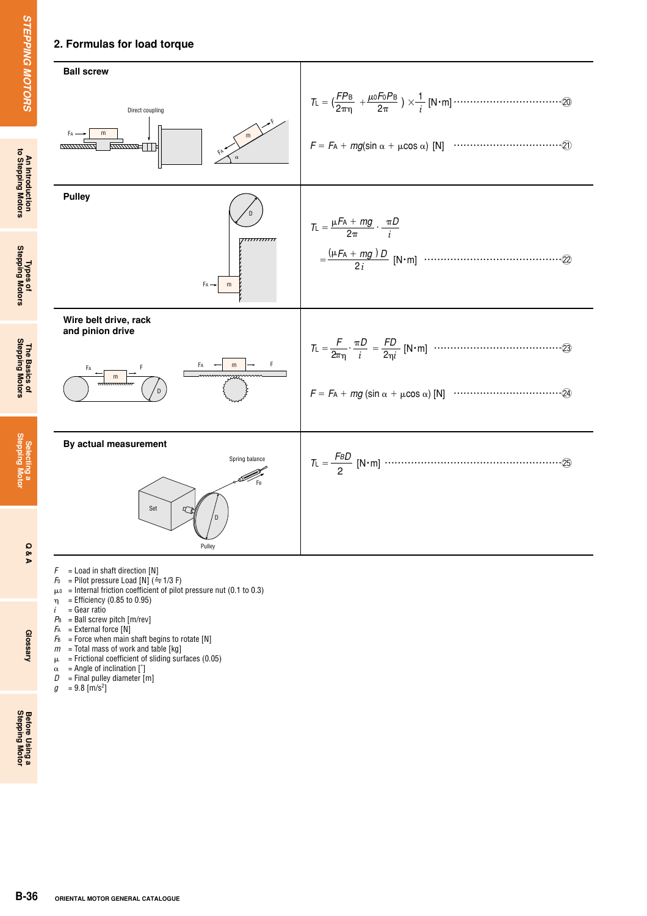## 2. Formulas for load torque

| Mechanism | Formula |
|---|---|
| **Ball screw** | $T_L = \left(\dfrac{FP_B}{2\pi\eta} + \dfrac{\mu_0 F_0 P_B}{2\pi}\right) \times \dfrac{1}{i}$ [N·m] ⋯⋯ ⑳ <br> $F = F_A + mg(\sin\alpha + \mu\cos\alpha)$ [N] ⋯⋯ ㉑ |
| **Pulley** | $T_L = \dfrac{\mu F_A + mg}{2\pi} \cdot \dfrac{\pi D}{i} = \dfrac{(\mu F_A + mg)D}{2i}$ [N·m] ⋯⋯ ㉒ |
| **Wire belt drive, rack and pinion drive** | $T_L = \dfrac{F}{2\pi\eta} \cdot \dfrac{\pi D}{i} = \dfrac{FD}{2\eta i}$ [N·m] ⋯⋯ ㉓ <br> $F = F_A + mg(\sin\alpha + \mu\cos\alpha)$ [N] ⋯⋯ ㉔ |
| **By actual measurement** | $T_L = \dfrac{F_B D}{2}$ [N·m] ⋯⋯ ㉕ |

$F$ = Load in shaft direction [N]
$F_0$ = Pilot pressure Load [N] (≒1/3 F)
$\mu_0$ = Internal friction coefficient of pilot pressure nut (0.1 to 0.3)
$\eta$ = Efficiency (0.85 to 0.95)
$i$ = Gear ratio
$P_B$ = Ball screw pitch [m/rev]
$F_A$ = External force [N]
$F_B$ = Force when main shaft begins to rotate [N]
$m$ = Total mass of work and table [kg]
$\mu$ = Frictional coefficient of sliding surfaces (0.05)
$\alpha$ = Angle of inclination [°]
$D$ = Final pulley diameter [m]
$g$ = 9.8 [m/s$^2$]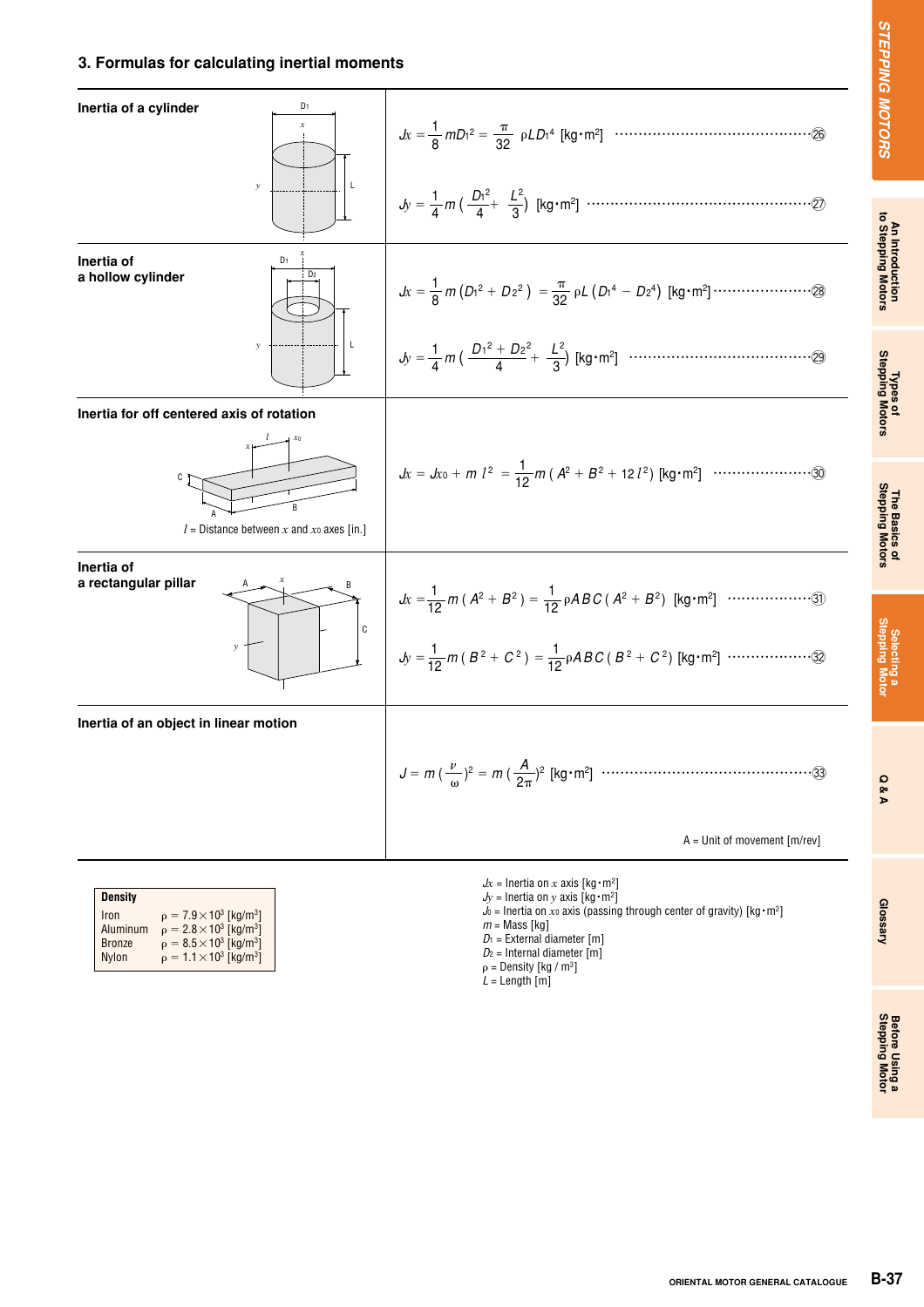## 3. Formulas for calculating inertial moments

| | |
|---|---|
| **Inertia of a cylinder** | $J_x = \frac{1}{8} m D_1^2 = \frac{\pi}{32} \rho L D_1^4$ [kg·m²] ······ ㉖ <br> $J_y = \frac{1}{4} m \left( \frac{D_1^2}{4} + \frac{L^2}{3} \right)$ [kg·m²] ······ ㉗ |
| **Inertia of a hollow cylinder** | $J_x = \frac{1}{8} m (D_1^2 + D_2^2) = \frac{\pi}{32} \rho L (D_1^4 - D_2^4)$ [kg·m²] ······ ㉘ <br> $J_y = \frac{1}{4} m \left( \frac{D_1^2 + D_2^2}{4} + \frac{L^2}{3} \right)$ [kg·m²] ······ ㉙ |
| **Inertia for off centered axis of rotation** <br> $l$ = Distance between $x$ and $x_0$ axes [in.] | $J_x = J_{x0} + m\, l^2 = \frac{1}{12} m (A^2 + B^2 + 12\, l^2)$ [kg·m²] ······ ㉚ |
| **Inertia of a rectangular pillar** | $J_x = \frac{1}{12} m (A^2 + B^2) = \frac{1}{12} \rho ABC (A^2 + B^2)$ [kg·m²] ······ ㉛ <br> $J_y = \frac{1}{12} m (B^2 + C^2) = \frac{1}{12} \rho ABC (B^2 + C^2)$ [kg·m²] ······ ㉜ |
| **Inertia of an object in linear motion** | $J = m \left( \frac{v}{\omega} \right)^2 = m \left( \frac{A}{2\pi} \right)^2$ [kg·m²] ······ ㉝ <br> A = Unit of movement [m/rev] |

| Density | |
|---|---|
| Iron | $\rho = 7.9 \times 10^3$ [kg/m³] |
| Aluminum | $\rho = 2.8 \times 10^3$ [kg/m³] |
| Bronze | $\rho = 8.5 \times 10^3$ [kg/m³] |
| Nylon | $\rho = 1.1 \times 10^3$ [kg/m³] |

$J_x$ = Inertia on $x$ axis [kg·m²]
$J_y$ = Inertia on $y$ axis [kg·m²]
$J_0$ = Inertia on $x_0$ axis (passing through center of gravity) [kg·m²]
$m$ = Mass [kg]
$D_1$ = External diameter [m]
$D_2$ = Internal diameter [m]
$\rho$ = Density [kg / m³]
$L$ = Length [m]